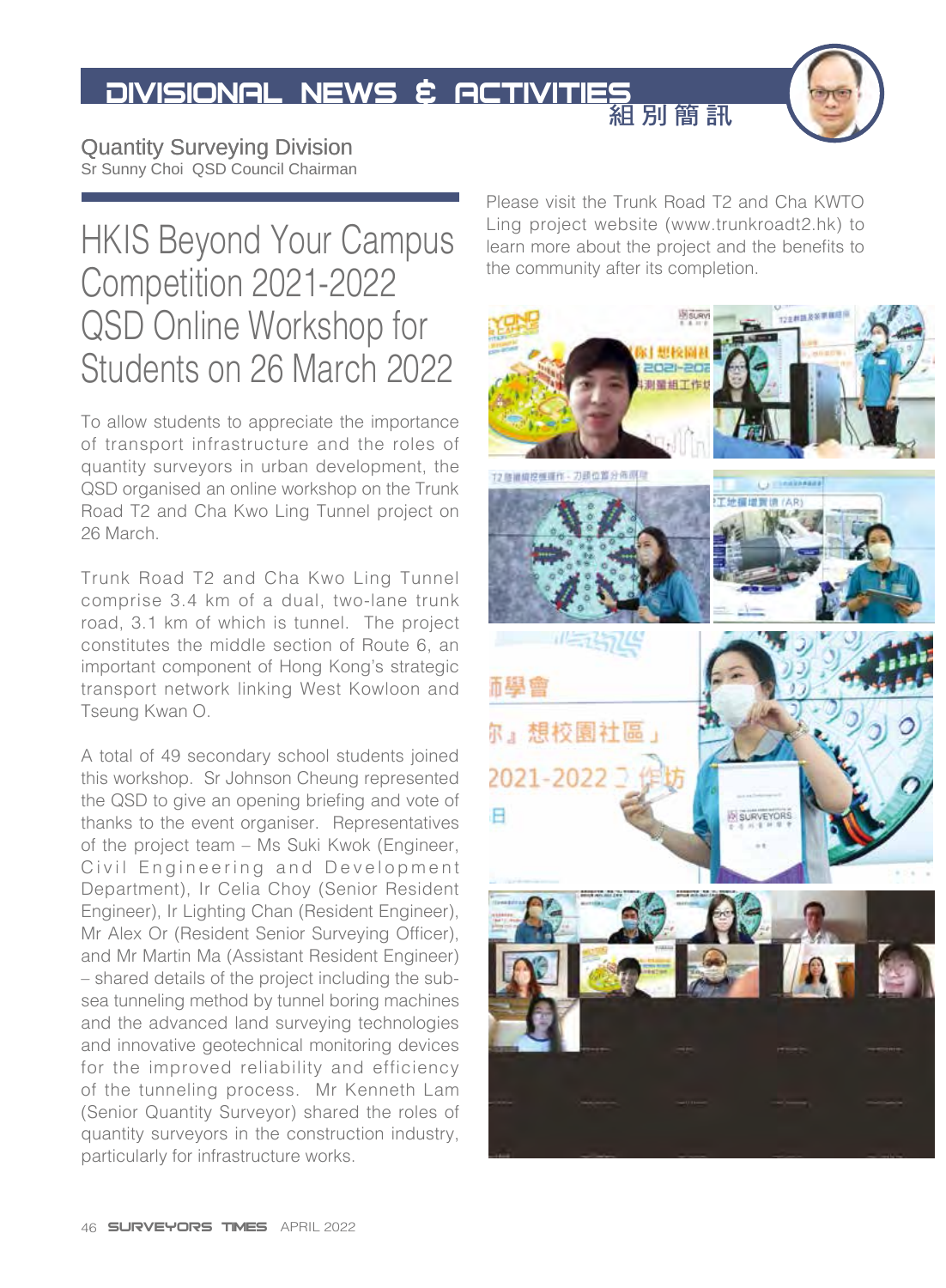# DIVISIONAL NEWS & ACTIVITIES 組別簡訊

## Quantity Surveying Division

Sr Sunny Choi QSD Council Chairman

# HKIS Beyond Your Campus Competition 2021-2022 QSD Online Workshop for Students on 26 March 2022

To allow students to appreciate the importance of transport infrastructure and the roles of quantity surveyors in urban development, the QSD organised an online workshop on the Trunk Road T2 and Cha Kwo Ling Tunnel project on 26 March.

Trunk Road T2 and Cha Kwo Ling Tunnel comprise 3.4 km of a dual, two-lane trunk road, 3.1 km of which is tunnel. The project constitutes the middle section of Route 6, an important component of Hong Kong's strategic transport network linking West Kowloon and Tseung Kwan O.

A total of 49 secondary school students joined this workshop. Sr Johnson Cheung represented the QSD to give an opening briefing and vote of thanks to the event organiser. Representatives of the project team – Ms Suki Kwok (Engineer, Civil Engineering and Development Department), Ir Celia Choy (Senior Resident Engineer), Ir Lighting Chan (Resident Engineer), Mr Alex Or (Resident Senior Surveying Officer), and Mr Martin Ma (Assistant Resident Engineer) – shared details of the project including the sub-sea tunneling method by tunnel boring machines and the advanced land surveying technologies and innovative geotechnical monitoring devices for the improved reliability and efficiency of the tunneling process. Mr Kenneth Lam (Senior Quantity Surveyor) shared the roles of quantity surveyors in the construction industry, particularly for infrastructure works.

Please visit the Trunk Road T2 and Cha KWTO Ling project website (www.trunkroadt2.hk) to learn more about the project and the benefits to the community after its completion.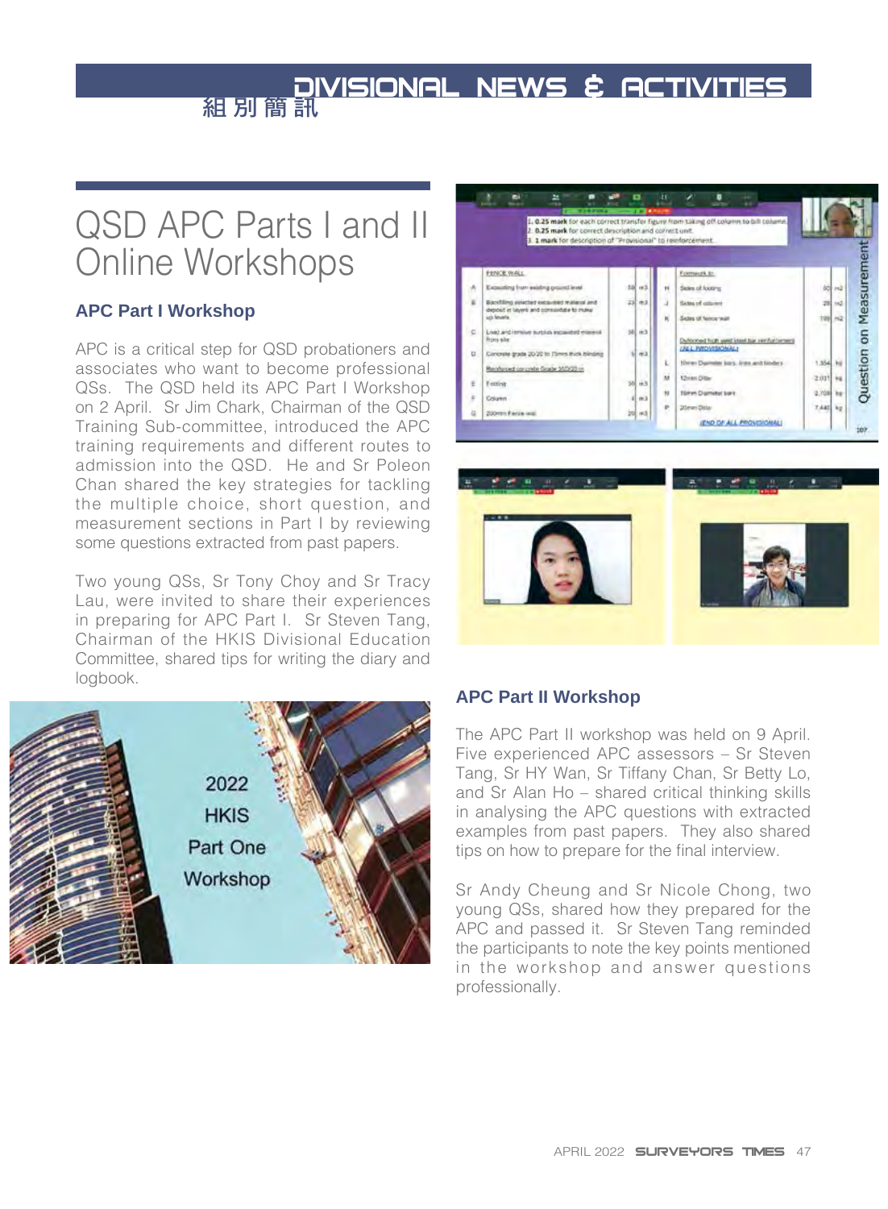# DIVISIONAL NEWS & ACTIVITIES 組別簡訊

## QSD APC Parts I and II Online Workshops

### APC Part I Workshop

APC is a critical step for QSD probationers and associates who want to become professional QSs. The QSD held its APC Part I Workshop on 2 April. Sr Jim Chark, Chairman of the QSD Training Sub-committee, introduced the APC training requirements and different routes to admission into the QSD. He and Sr Poleon Chan shared the key strategies for tackling the multiple choice, short question, and measurement sections in Part I by reviewing some questions extracted from past papers.

Two young QSs, Sr Tony Choy and Sr Tracy Lau, were invited to share their experiences in preparing for APC Part I. Sr Steven Tang, Chairman of the HKIS Divisional Education Committee, shared tips for writing the diary and logbook.

### APC Part II Workshop

The APC Part II workshop was held on 9 April. Five experienced APC assessors – Sr Steven Tang, Sr HY Wan, Sr Tiffany Chan, Sr Betty Lo, and Sr Alan Ho – shared critical thinking skills in analysing the APC questions with extracted examples from past papers. They also shared tips on how to prepare for the final interview.

Sr Andy Cheung and Sr Nicole Chong, two young QSs, shared how they prepared for the APC and passed it. Sr Steven Tang reminded the participants to note the key points mentioned in the workshop and answer questions professionally.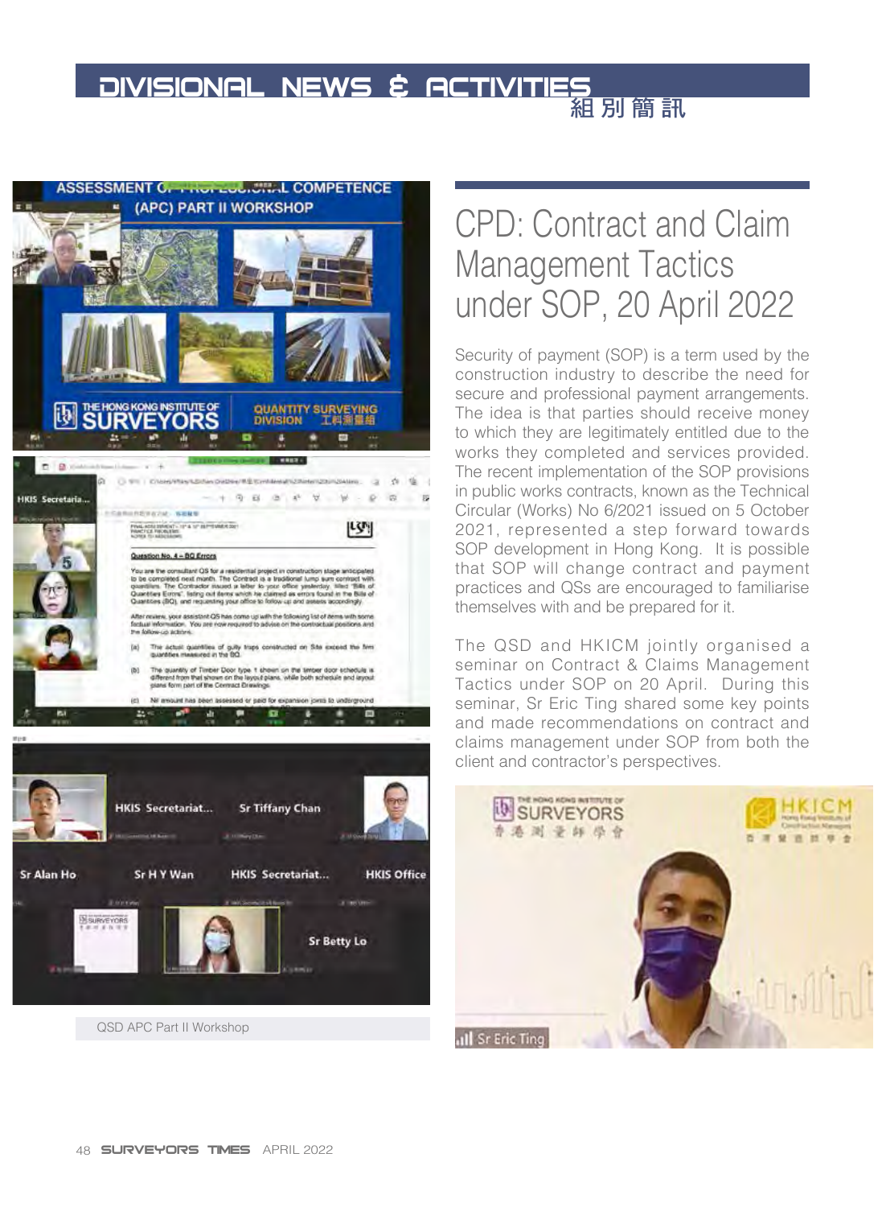# CPD: Contract and Claim Management Tactics under SOP, 20 April 2022

Security of payment (SOP) is a term used by the construction industry to describe the need for secure and professional payment arrangements. The idea is that parties should receive money to which they are legitimately entitled due to the works they completed and services provided. The recent implementation of the SOP provisions in public works contracts, known as the Technical Circular (Works) No 6/2021 issued on 5 October 2021, represented a step forward towards SOP development in Hong Kong. It is possible that SOP will change contract and payment practices and QSs are encouraged to familiarise themselves with and be prepared for it.

The QSD and HKICM jointly organised a seminar on Contract & Claims Management Tactics under SOP on 20 April. During this seminar, Sr Eric Ting shared some key points and made recommendations on contract and claims management under SOP from both the client and contractor's perspectives.

QSD APC Part II Workshop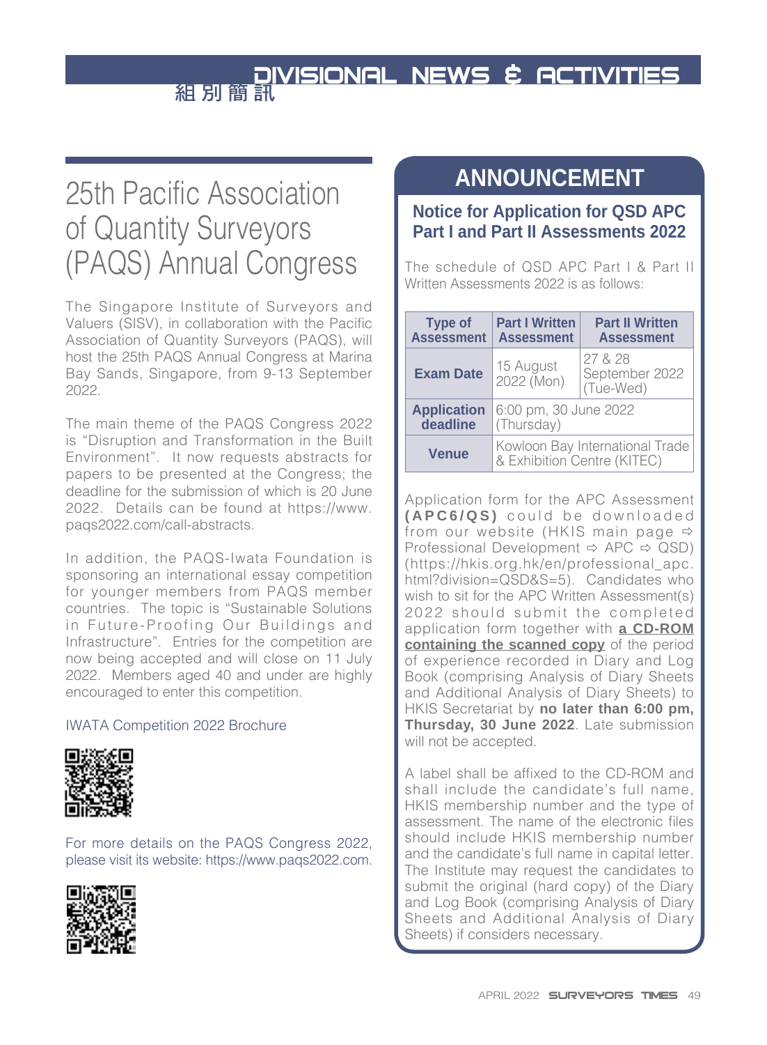# DIVISIONAL NEWS & ACTIVITIES 組別簡訊

## 25th Pacific Association of Quantity Surveyors (PAQS) Annual Congress

The Singapore Institute of Surveyors and Valuers (SISV), in collaboration with the Pacific Association of Quantity Surveyors (PAQS), will host the 25th PAQS Annual Congress at Marina Bay Sands, Singapore, from 9-13 September 2022.

The main theme of the PAQS Congress 2022 is "Disruption and Transformation in the Built Environment". It now requests abstracts for papers to be presented at the Congress; the deadline for the submission of which is 20 June 2022. Details can be found at https://www.paqs2022.com/call-abstracts.

In addition, the PAQS-Iwata Foundation is sponsoring an international essay competition for younger members from PAQS member countries. The topic is "Sustainable Solutions in Future-Proofing Our Buildings and Infrastructure". Entries for the competition are now being accepted and will close on 11 July 2022. Members aged 40 and under are highly encouraged to enter this competition.

IWATA Competition 2022 Brochure

For more details on the PAQS Congress 2022, please visit its website: https://www.paqs2022.com.

## ANNOUNCEMENT

### Notice for Application for QSD APC Part I and Part II Assessments 2022

The schedule of QSD APC Part I & Part II Written Assessments 2022 is as follows:

| Type of Assessment | Part I Written Assessment | Part II Written Assessment |
|---|---|---|
| Exam Date | 15 August 2022 (Mon) | 27 & 28 September 2022 (Tue-Wed) |
| Application deadline | 6:00 pm, 30 June 2022 (Thursday) | |
| Venue | Kowloon Bay International Trade & Exhibition Centre (KITEC) | |

Application form for the APC Assessment **(APC6/QS)** could be downloaded from our website (HKIS main page ⇨ Professional Development ⇨ APC ⇨ QSD) (https://hkis.org.hk/en/professional_apc.html?division=QSD&S=5). Candidates who wish to sit for the APC Written Assessment(s) 2022 should submit the completed application form together with **a CD-ROM containing the scanned copy** of the period of experience recorded in Diary and Log Book (comprising Analysis of Diary Sheets and Additional Analysis of Diary Sheets) to HKIS Secretariat by **no later than 6:00 pm, Thursday, 30 June 2022**. Late submission will not be accepted.

A label shall be affixed to the CD-ROM and shall include the candidate's full name, HKIS membership number and the type of assessment. The name of the electronic files should include HKIS membership number and the candidate's full name in capital letter. The Institute may request the candidates to submit the original (hard copy) of the Diary and Log Book (comprising Analysis of Diary Sheets and Additional Analysis of Diary Sheets) if considers necessary.